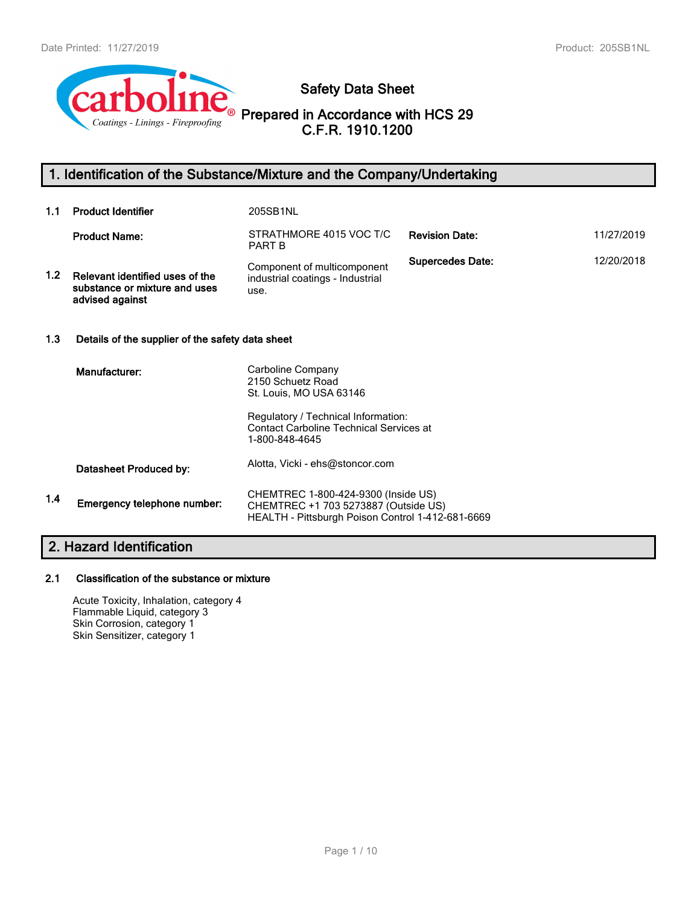# Safety Data Sheet

## Prepared in Accordance with HCS 29 C.F.R. 1910.1200

## 1. Identification of the Substance/Mixture and the Company/Undertaking

**1.1 Product Identifier** 205SB1NL

**Product Name:** STRATHMORE 4015 VOC T/C PART B

**Revision Date:** 11/27/2019

**Supersedes Date:** 12/20/2018

**1.2 Relevant identified uses of the substance or mixture and uses advised against**
Component of multicomponent industrial coatings - Industrial use.

**1.3 Details of the supplier of the safety data sheet**

**Manufacturer:**
Carboline Company
2150 Schuetz Road
St. Louis, MO USA 63146

Regulatory / Technical Information:
Contact Carboline Technical Services at
1-800-848-4645

**Datasheet Produced by:** Alotta, Vicki - ehs@stoncor.com

**1.4 Emergency telephone number:**
CHEMTREC 1-800-424-9300 (Inside US)
CHEMTREC +1 703 5273887 (Outside US)
HEALTH - Pittsburgh Poison Control 1-412-681-6669

## 2. Hazard Identification

**2.1 Classification of the substance or mixture**

Acute Toxicity, Inhalation, category 4
Flammable Liquid, category 3
Skin Corrosion, category 1
Skin Sensitizer, category 1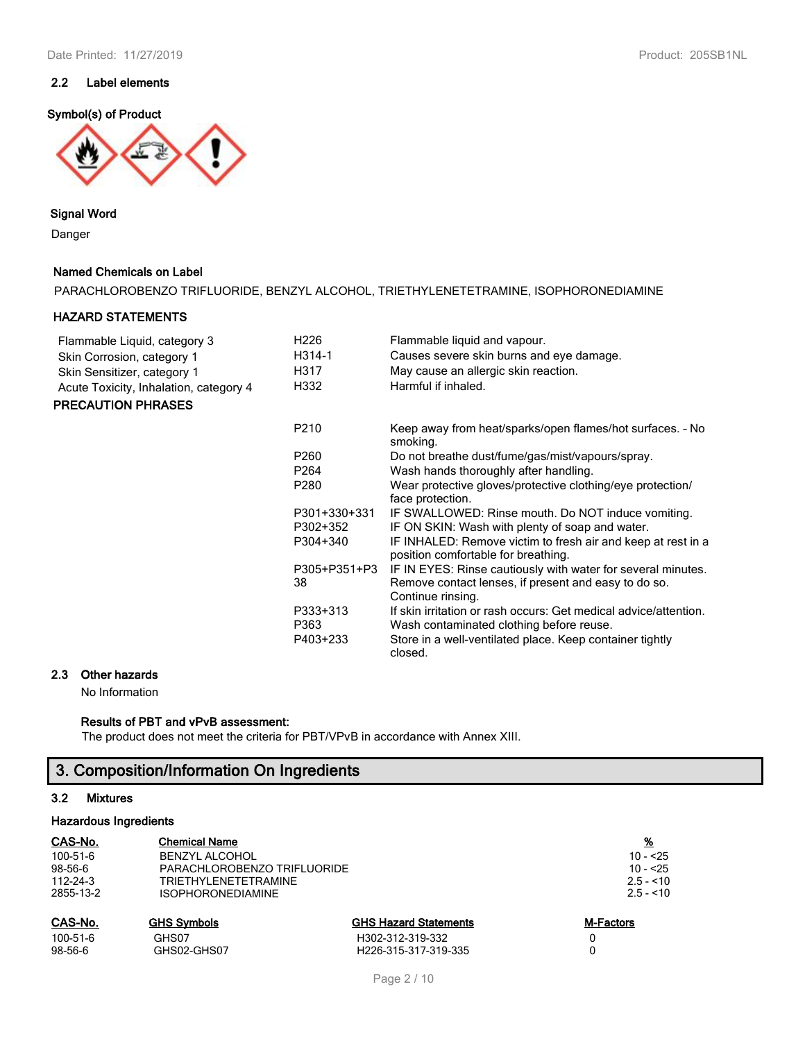### 2.2 Label elements

**Symbol(s) of Product**

**Signal Word**

Danger

**Named Chemicals on Label**

PARACHLOROBENZO TRIFLUORIDE, BENZYL ALCOHOL, TRIETHYLENETETRAMINE, ISOPHORONEDIAMINE

**HAZARD STATEMENTS**

| | | |
|---|---|---|
| Flammable Liquid, category 3 | H226 | Flammable liquid and vapour. |
| Skin Corrosion, category 1 | H314-1 | Causes severe skin burns and eye damage. |
| Skin Sensitizer, category 1 | H317 | May cause an allergic skin reaction. |
| Acute Toxicity, Inhalation, category 4 | H332 | Harmful if inhaled. |

**PRECAUTION PHRASES**

| | |
|---|---|
| P210 | Keep away from heat/sparks/open flames/hot surfaces. - No smoking. |
| P260 | Do not breathe dust/fume/gas/mist/vapours/spray. |
| P264 | Wash hands thoroughly after handling. |
| P280 | Wear protective gloves/protective clothing/eye protection/ face protection. |
| P301+330+331 | IF SWALLOWED: Rinse mouth. Do NOT induce vomiting. |
| P302+352 | IF ON SKIN: Wash with plenty of soap and water. |
| P304+340 | IF INHALED: Remove victim to fresh air and keep at rest in a position comfortable for breathing. |
| P305+P351+P338 | IF IN EYES: Rinse cautiously with water for several minutes. Remove contact lenses, if present and easy to do so. Continue rinsing. |
| P333+313 | If skin irritation or rash occurs: Get medical advice/attention. |
| P363 | Wash contaminated clothing before reuse. |
| P403+233 | Store in a well-ventilated place. Keep container tightly closed. |

### 2.3 Other hazards

No Information

**Results of PBT and vPvB assessment:**

The product does not meet the criteria for PBT/VPvB in accordance with Annex XIII.

## 3. Composition/Information On Ingredients

### 3.2 Mixtures

**Hazardous Ingredients**

| CAS-No. | Chemical Name | % |
|---|---|---|
| 100-51-6 | BENZYL ALCOHOL | 10 - <25 |
| 98-56-6 | PARACHLOROBENZO TRIFLUORIDE | 10 - <25 |
| 112-24-3 | TRIETHYLENETETRAMINE | 2.5 - <10 |
| 2855-13-2 | ISOPHORONEDIAMINE | 2.5 - <10 |

| CAS-No. | GHS Symbols | GHS Hazard Statements | M-Factors |
|---|---|---|---|
| 100-51-6 | GHS07 | H302-312-319-332 | 0 |
| 98-56-6 | GHS02-GHS07 | H226-315-317-319-335 | 0 |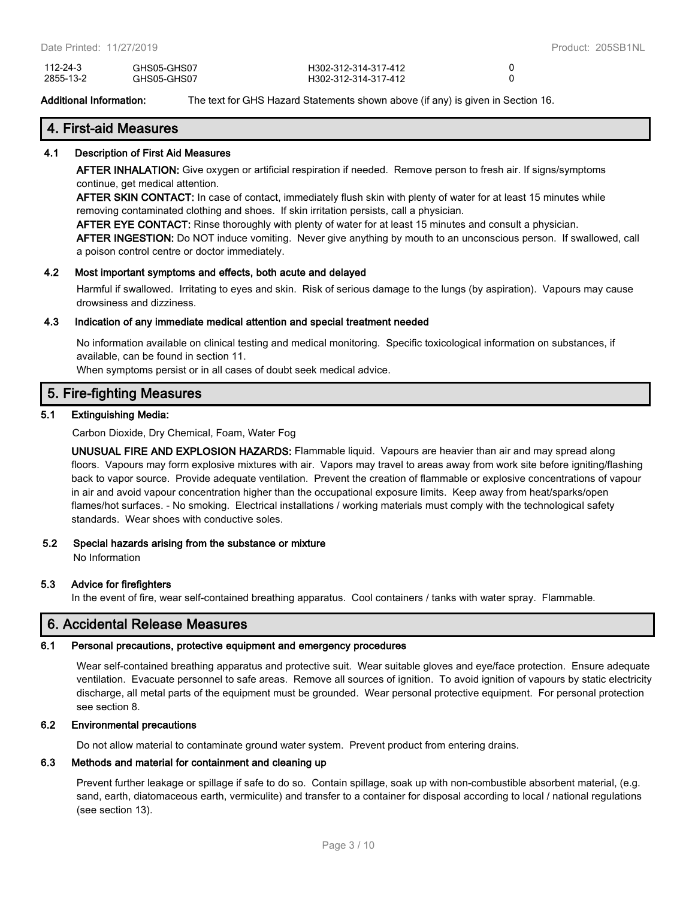| | | | |
|---|---|---|---|
| 112-24-3 | GHS05-GHS07 | H302-312-314-317-412 | 0 |
| 2855-13-2 | GHS05-GHS07 | H302-312-314-317-412 | 0 |

**Additional Information:** The text for GHS Hazard Statements shown above (if any) is given in Section 16.

## 4. First-aid Measures

### 4.1 Description of First Aid Measures

**AFTER INHALATION:** Give oxygen or artificial respiration if needed. Remove person to fresh air. If signs/symptoms continue, get medical attention.

**AFTER SKIN CONTACT:** In case of contact, immediately flush skin with plenty of water for at least 15 minutes while removing contaminated clothing and shoes. If skin irritation persists, call a physician.

**AFTER EYE CONTACT:** Rinse thoroughly with plenty of water for at least 15 minutes and consult a physician.

**AFTER INGESTION:** Do NOT induce vomiting. Never give anything by mouth to an unconscious person. If swallowed, call a poison control centre or doctor immediately.

### 4.2 Most important symptoms and effects, both acute and delayed

Harmful if swallowed. Irritating to eyes and skin. Risk of serious damage to the lungs (by aspiration). Vapours may cause drowsiness and dizziness.

### 4.3 Indication of any immediate medical attention and special treatment needed

No information available on clinical testing and medical monitoring. Specific toxicological information on substances, if available, can be found in section 11.

When symptoms persist or in all cases of doubt seek medical advice.

## 5. Fire-fighting Measures

### 5.1 Extinguishing Media:

Carbon Dioxide, Dry Chemical, Foam, Water Fog

**UNUSUAL FIRE AND EXPLOSION HAZARDS:** Flammable liquid. Vapours are heavier than air and may spread along floors. Vapours may form explosive mixtures with air. Vapors may travel to areas away from work site before igniting/flashing back to vapor source. Provide adequate ventilation. Prevent the creation of flammable or explosive concentrations of vapour in air and avoid vapour concentration higher than the occupational exposure limits. Keep away from heat/sparks/open flames/hot surfaces. - No smoking. Electrical installations / working materials must comply with the technological safety standards. Wear shoes with conductive soles.

### 5.2 Special hazards arising from the substance or mixture

No Information

### 5.3 Advice for firefighters

In the event of fire, wear self-contained breathing apparatus. Cool containers / tanks with water spray. Flammable.

## 6. Accidental Release Measures

### 6.1 Personal precautions, protective equipment and emergency procedures

Wear self-contained breathing apparatus and protective suit. Wear suitable gloves and eye/face protection. Ensure adequate ventilation. Evacuate personnel to safe areas. Remove all sources of ignition. To avoid ignition of vapours by static electricity discharge, all metal parts of the equipment must be grounded. Wear personal protective equipment. For personal protection see section 8.

### 6.2 Environmental precautions

Do not allow material to contaminate ground water system. Prevent product from entering drains.

### 6.3 Methods and material for containment and cleaning up

Prevent further leakage or spillage if safe to do so. Contain spillage, soak up with non-combustible absorbent material, (e.g. sand, earth, diatomaceous earth, vermiculite) and transfer to a container for disposal according to local / national regulations (see section 13).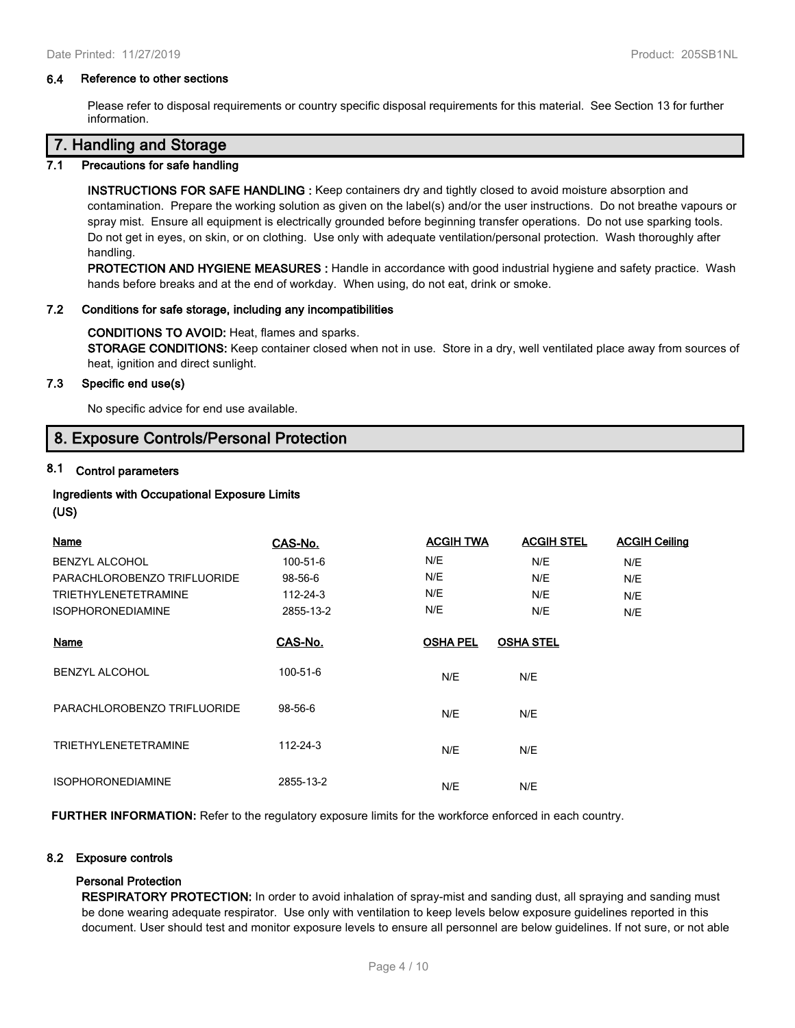### 6.4 Reference to other sections

Please refer to disposal requirements or country specific disposal requirements for this material. See Section 13 for further information.

## 7. Handling and Storage

### 7.1 Precautions for safe handling

**INSTRUCTIONS FOR SAFE HANDLING :** Keep containers dry and tightly closed to avoid moisture absorption and contamination. Prepare the working solution as given on the label(s) and/or the user instructions. Do not breathe vapours or spray mist. Ensure all equipment is electrically grounded before beginning transfer operations. Do not use sparking tools. Do not get in eyes, on skin, or on clothing. Use only with adequate ventilation/personal protection. Wash thoroughly after handling.

**PROTECTION AND HYGIENE MEASURES :** Handle in accordance with good industrial hygiene and safety practice. Wash hands before breaks and at the end of workday. When using, do not eat, drink or smoke.

### 7.2 Conditions for safe storage, including any incompatibilities

**CONDITIONS TO AVOID:** Heat, flames and sparks.

**STORAGE CONDITIONS:** Keep container closed when not in use. Store in a dry, well ventilated place away from sources of heat, ignition and direct sunlight.

### 7.3 Specific end use(s)

No specific advice for end use available.

## 8. Exposure Controls/Personal Protection

### 8.1 Control parameters

**Ingredients with Occupational Exposure Limits**

**(US)**

| Name | CAS-No. | ACGIH TWA | ACGIH STEL | ACGIH Ceiling |
|---|---|---|---|---|
| BENZYL ALCOHOL | 100-51-6 | N/E | N/E | N/E |
| PARACHLOROBENZO TRIFLUORIDE | 98-56-6 | N/E | N/E | N/E |
| TRIETHYLENETETRAMINE | 112-24-3 | N/E | N/E | N/E |
| ISOPHORONEDIAMINE | 2855-13-2 | N/E | N/E | N/E |

| Name | CAS-No. | OSHA PEL | OSHA STEL |
|---|---|---|---|
| BENZYL ALCOHOL | 100-51-6 | N/E | N/E |
| PARACHLOROBENZO TRIFLUORIDE | 98-56-6 | N/E | N/E |
| TRIETHYLENETETRAMINE | 112-24-3 | N/E | N/E |
| ISOPHORONEDIAMINE | 2855-13-2 | N/E | N/E |

**FURTHER INFORMATION:** Refer to the regulatory exposure limits for the workforce enforced in each country.

### 8.2 Exposure controls

**Personal Protection**

**RESPIRATORY PROTECTION:** In order to avoid inhalation of spray-mist and sanding dust, all spraying and sanding must be done wearing adequate respirator. Use only with ventilation to keep levels below exposure guidelines reported in this document. User should test and monitor exposure levels to ensure all personnel are below guidelines. If not sure, or not able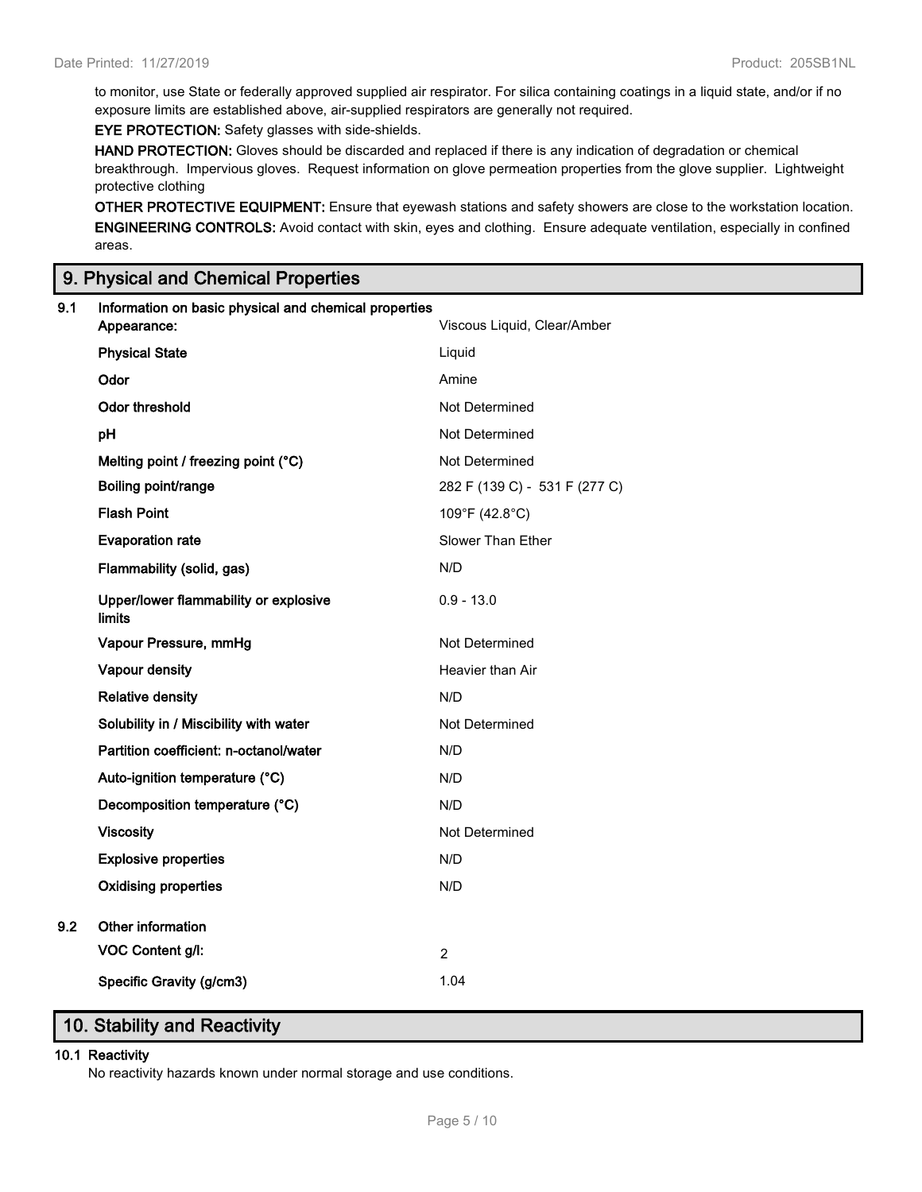to monitor, use State or federally approved supplied air respirator. For silica containing coatings in a liquid state, and/or if no exposure limits are established above, air-supplied respirators are generally not required.

**EYE PROTECTION:** Safety glasses with side-shields.

**HAND PROTECTION:** Gloves should be discarded and replaced if there is any indication of degradation or chemical breakthrough. Impervious gloves. Request information on glove permeation properties from the glove supplier. Lightweight protective clothing

**OTHER PROTECTIVE EQUIPMENT:** Ensure that eyewash stations and safety showers are close to the workstation location.

**ENGINEERING CONTROLS:** Avoid contact with skin, eyes and clothing. Ensure adequate ventilation, especially in confined areas.

## 9. Physical and Chemical Properties

### 9.1 Information on basic physical and chemical properties

| Property | Value |
|---|---|
| **Appearance:** | Viscous Liquid, Clear/Amber |
| **Physical State** | Liquid |
| **Odor** | Amine |
| **Odor threshold** | Not Determined |
| **pH** | Not Determined |
| **Melting point / freezing point (°C)** | Not Determined |
| **Boiling point/range** | 282 F (139 C) - 531 F (277 C) |
| **Flash Point** | 109°F (42.8°C) |
| **Evaporation rate** | Slower Than Ether |
| **Flammability (solid, gas)** | N/D |
| **Upper/lower flammability or explosive limits** | 0.9 - 13.0 |
| **Vapour Pressure, mmHg** | Not Determined |
| **Vapour density** | Heavier than Air |
| **Relative density** | N/D |
| **Solubility in / Miscibility with water** | Not Determined |
| **Partition coefficient: n-octanol/water** | N/D |
| **Auto-ignition temperature (°C)** | N/D |
| **Decomposition temperature (°C)** | N/D |
| **Viscosity** | Not Determined |
| **Explosive properties** | N/D |
| **Oxidising properties** | N/D |

### 9.2 Other information

| Property | Value |
|---|---|
| **VOC Content g/l:** | 2 |
| **Specific Gravity (g/cm3)** | 1.04 |

## 10. Stability and Reactivity

### 10.1 Reactivity

No reactivity hazards known under normal storage and use conditions.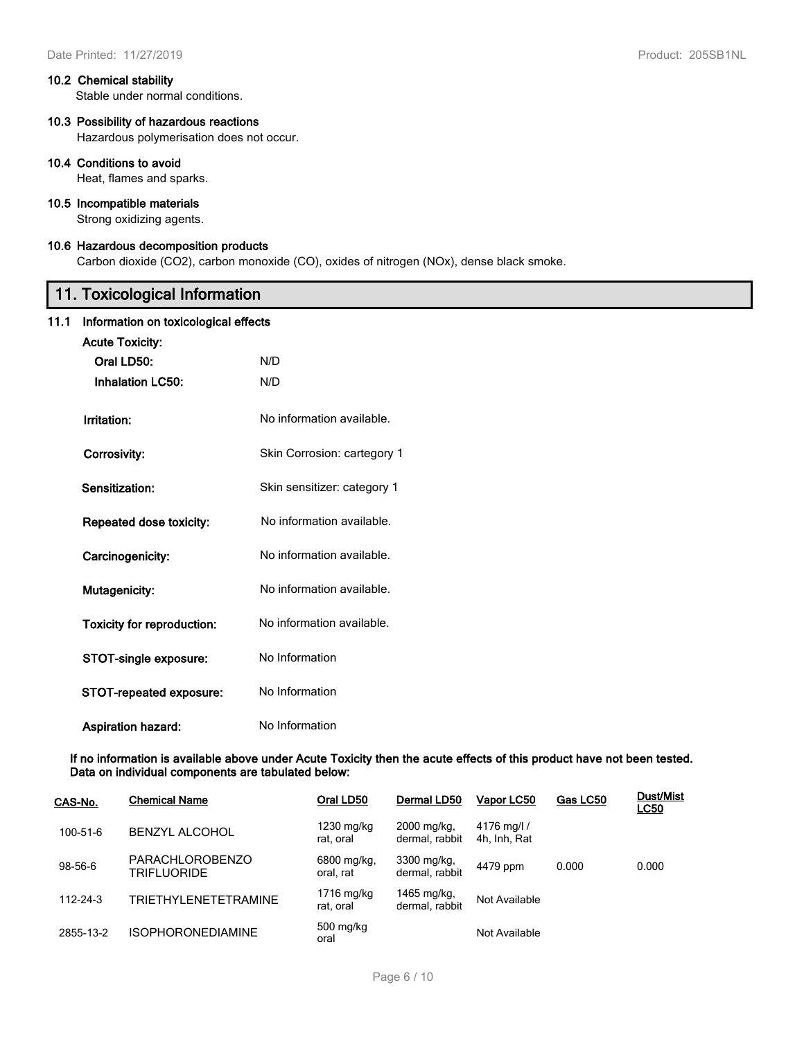### 10.2 Chemical stability

Stable under normal conditions.

### 10.3 Possibility of hazardous reactions

Hazardous polymerisation does not occur.

### 10.4 Conditions to avoid

Heat, flames and sparks.

### 10.5 Incompatible materials

Strong oxidizing agents.

### 10.6 Hazardous decomposition products

Carbon dioxide ($CO_2$), carbon monoxide (CO), oxides of nitrogen (NOx), dense black smoke.

## 11. Toxicological Information

### 11.1 Information on toxicological effects

**Acute Toxicity:**

| | |
|---|---|
| **Oral LD50:** | N/D |
| **Inhalation LC50:** | N/D |
| **Irritation:** | No information available. |
| **Corrosivity:** | Skin Corrosion: cartegory 1 |
| **Sensitization:** | Skin sensitizer: category 1 |
| **Repeated dose toxicity:** | No information available. |
| **Carcinogenicity:** | No information available. |
| **Mutagenicity:** | No information available. |
| **Toxicity for reproduction:** | No information available. |
| **STOT-single exposure:** | No Information |
| **STOT-repeated exposure:** | No Information |
| **Aspiration hazard:** | No Information |

**If no information is available above under Acute Toxicity then the acute effects of this product have not been tested. Data on individual components are tabulated below:**

| CAS-No. | Chemical Name | Oral LD50 | Dermal LD50 | Vapor LC50 | Gas LC50 | Dust/Mist LC50 |
|---|---|---|---|---|---|---|
| 100-51-6 | BENZYL ALCOHOL | 1230 mg/kg rat, oral | 2000 mg/kg, dermal, rabbit | 4176 mg/l / 4h, Inh, Rat | | |
| 98-56-6 | PARACHLOROBENZO TRIFLUORIDE | 6800 mg/kg, oral, rat | 3300 mg/kg, dermal, rabbit | 4479 ppm | 0.000 | 0.000 |
| 112-24-3 | TRIETHYLENETETRAMINE | 1716 mg/kg rat, oral | 1465 mg/kg, dermal, rabbit | Not Available | | |
| 2855-13-2 | ISOPHORONEDIAMINE | 500 mg/kg oral | | Not Available | | |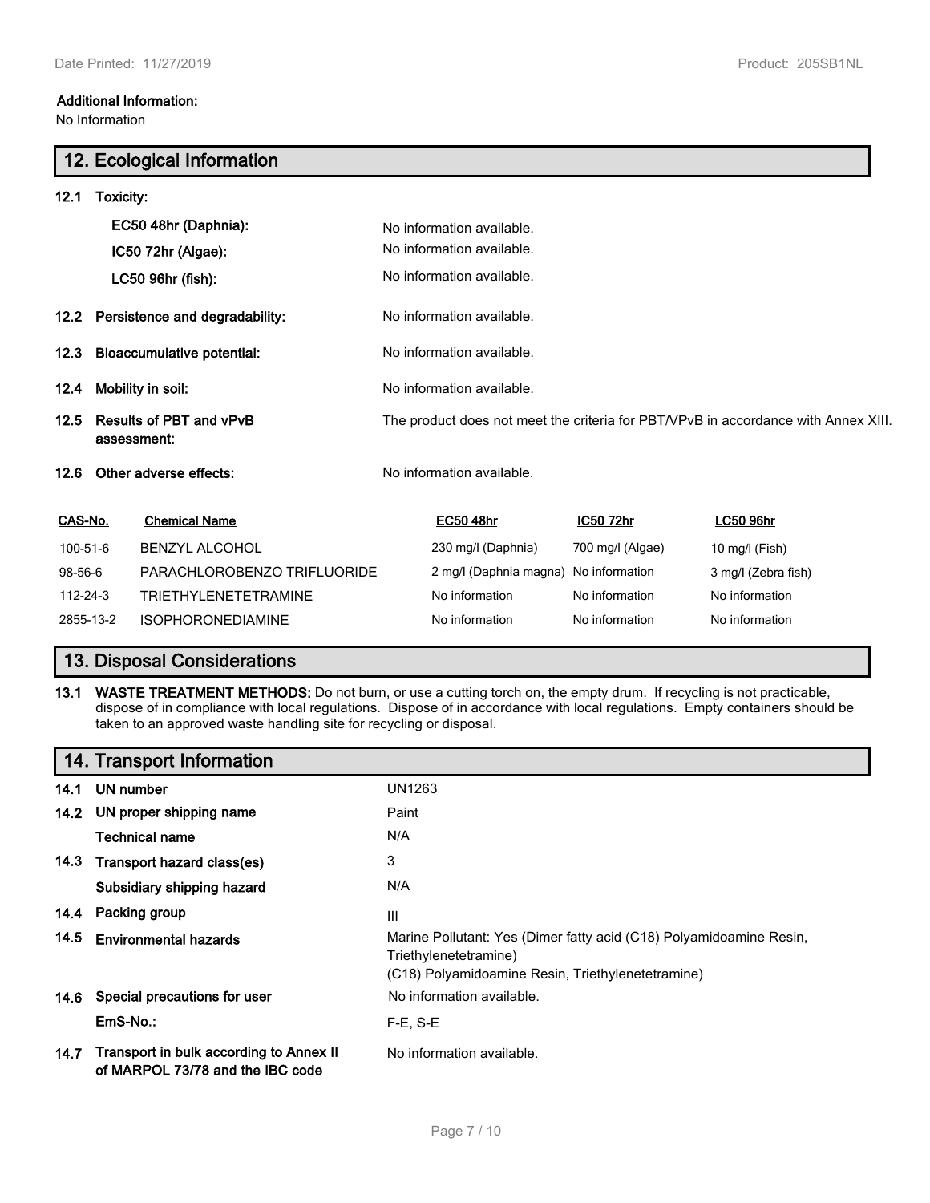**Additional Information:**
No Information

## 12. Ecological Information

**12.1 Toxicity:**

| | |
|---|---|
| **EC50 48hr (Daphnia):** | No information available. |
| **IC50 72hr (Algae):** | No information available. |
| **LC50 96hr (fish):** | No information available. |

| | |
|---|---|
| **12.2 Persistence and degradability:** | No information available. |
| **12.3 Bioaccumulative potential:** | No information available. |
| **12.4 Mobility in soil:** | No information available. |
| **12.5 Results of PBT and vPvB assessment:** | The product does not meet the criteria for PBT/VPvB in accordance with Annex XIII. |
| **12.6 Other adverse effects:** | No information available. |

| CAS-No. | Chemical Name | EC50 48hr | IC50 72hr | LC50 96hr |
|---|---|---|---|---|
| 100-51-6 | BENZYL ALCOHOL | 230 mg/l (Daphnia) | 700 mg/l (Algae) | 10 mg/l (Fish) |
| 98-56-6 | PARACHLOROBENZO TRIFLUORIDE | 2 mg/l (Daphnia magna) | No information | 3 mg/l (Zebra fish) |
| 112-24-3 | TRIETHYLENETETRAMINE | No information | No information | No information |
| 2855-13-2 | ISOPHORONEDIAMINE | No information | No information | No information |

## 13. Disposal Considerations

**13.1 WASTE TREATMENT METHODS:** Do not burn, or use a cutting torch on, the empty drum. If recycling is not practicable, dispose of in compliance with local regulations. Dispose of in accordance with local regulations. Empty containers should be taken to an approved waste handling site for recycling or disposal.

## 14. Transport Information

| | |
|---|---|
| **14.1 UN number** | UN1263 |
| **14.2 UN proper shipping name** | Paint |
| **Technical name** | N/A |
| **14.3 Transport hazard class(es)** | 3 |
| **Subsidiary shipping hazard** | N/A |
| **14.4 Packing group** | III |
| **14.5 Environmental hazards** | Marine Pollutant: Yes (Dimer fatty acid (C18) Polyamidoamine Resin, Triethylenetetramine)<br>(C18) Polyamidoamine Resin, Triethylenetetramine) |
| **14.6 Special precautions for user** | No information available. |
| **EmS-No.:** | F-E, S-E |
| **14.7 Transport in bulk according to Annex II of MARPOL 73/78 and the IBC code** | No information available. |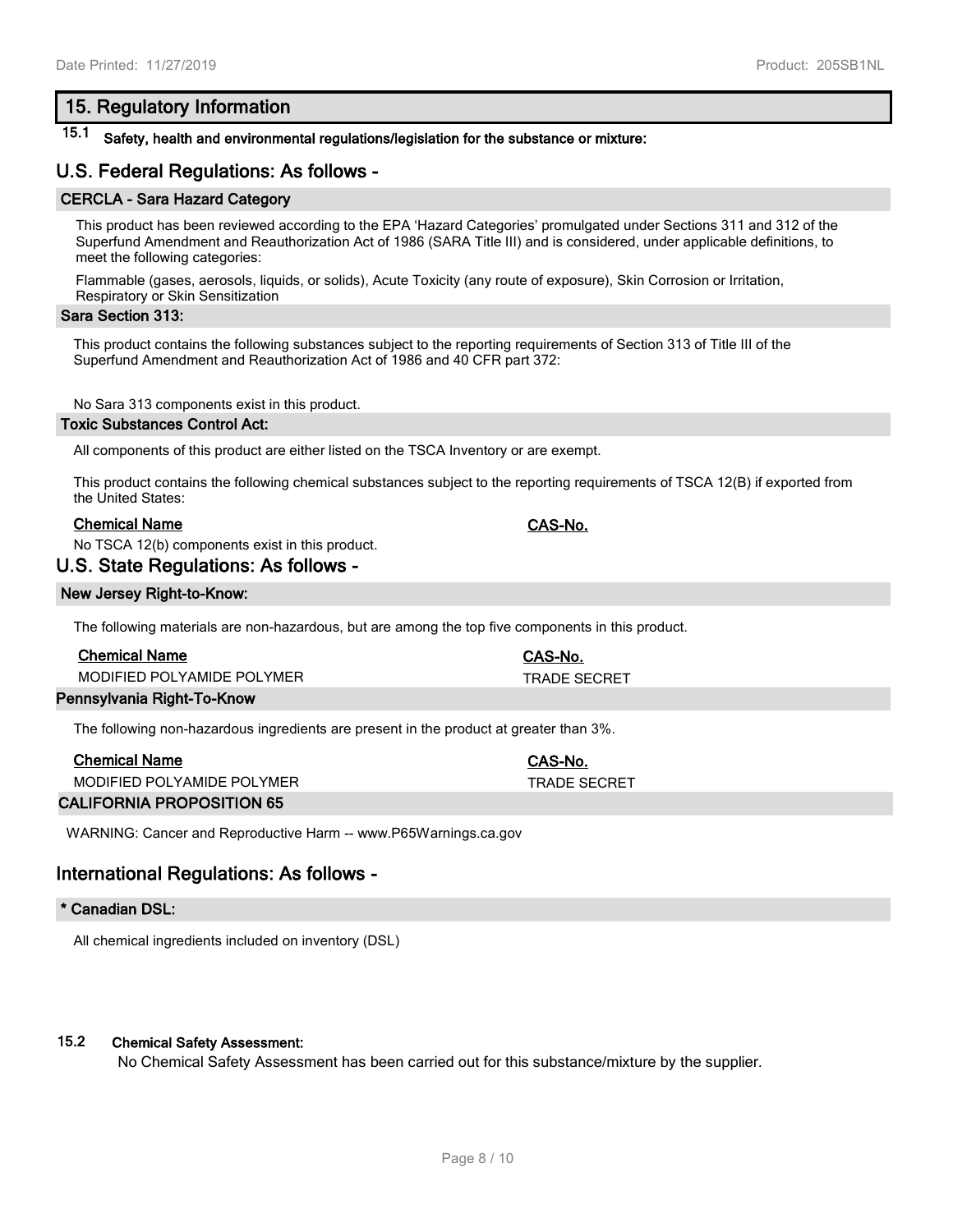## 15. Regulatory Information

### 15.1 Safety, health and environmental regulations/legislation for the substance or mixture:

## U.S. Federal Regulations: As follows -

**CERCLA - Sara Hazard Category**

This product has been reviewed according to the EPA 'Hazard Categories' promulgated under Sections 311 and 312 of the Superfund Amendment and Reauthorization Act of 1986 (SARA Title III) and is considered, under applicable definitions, to meet the following categories:

Flammable (gases, aerosols, liquids, or solids), Acute Toxicity (any route of exposure), Skin Corrosion or Irritation, Respiratory or Skin Sensitization

**Sara Section 313:**

This product contains the following substances subject to the reporting requirements of Section 313 of Title III of the Superfund Amendment and Reauthorization Act of 1986 and 40 CFR part 372:

No Sara 313 components exist in this product.

**Toxic Substances Control Act:**

All components of this product are either listed on the TSCA Inventory or are exempt.

This product contains the following chemical substances subject to the reporting requirements of TSCA 12(B) if exported from the United States:

| Chemical Name | CAS-No. |
|---|---|

No TSCA 12(b) components exist in this product.

## U.S. State Regulations: As follows -

**New Jersey Right-to-Know:**

The following materials are non-hazardous, but are among the top five components in this product.

| Chemical Name | CAS-No. |
|---|---|
| MODIFIED POLYAMIDE POLYMER | TRADE SECRET |

**Pennsylvania Right-To-Know**

The following non-hazardous ingredients are present in the product at greater than 3%.

| Chemical Name | CAS-No. |
|---|---|
| MODIFIED POLYAMIDE POLYMER | TRADE SECRET |

**CALIFORNIA PROPOSITION 65**

WARNING: Cancer and Reproductive Harm -- www.P65Warnings.ca.gov

## International Regulations: As follows -

**\* Canadian DSL:**

All chemical ingredients included on inventory (DSL)

### 15.2 Chemical Safety Assessment:

No Chemical Safety Assessment has been carried out for this substance/mixture by the supplier.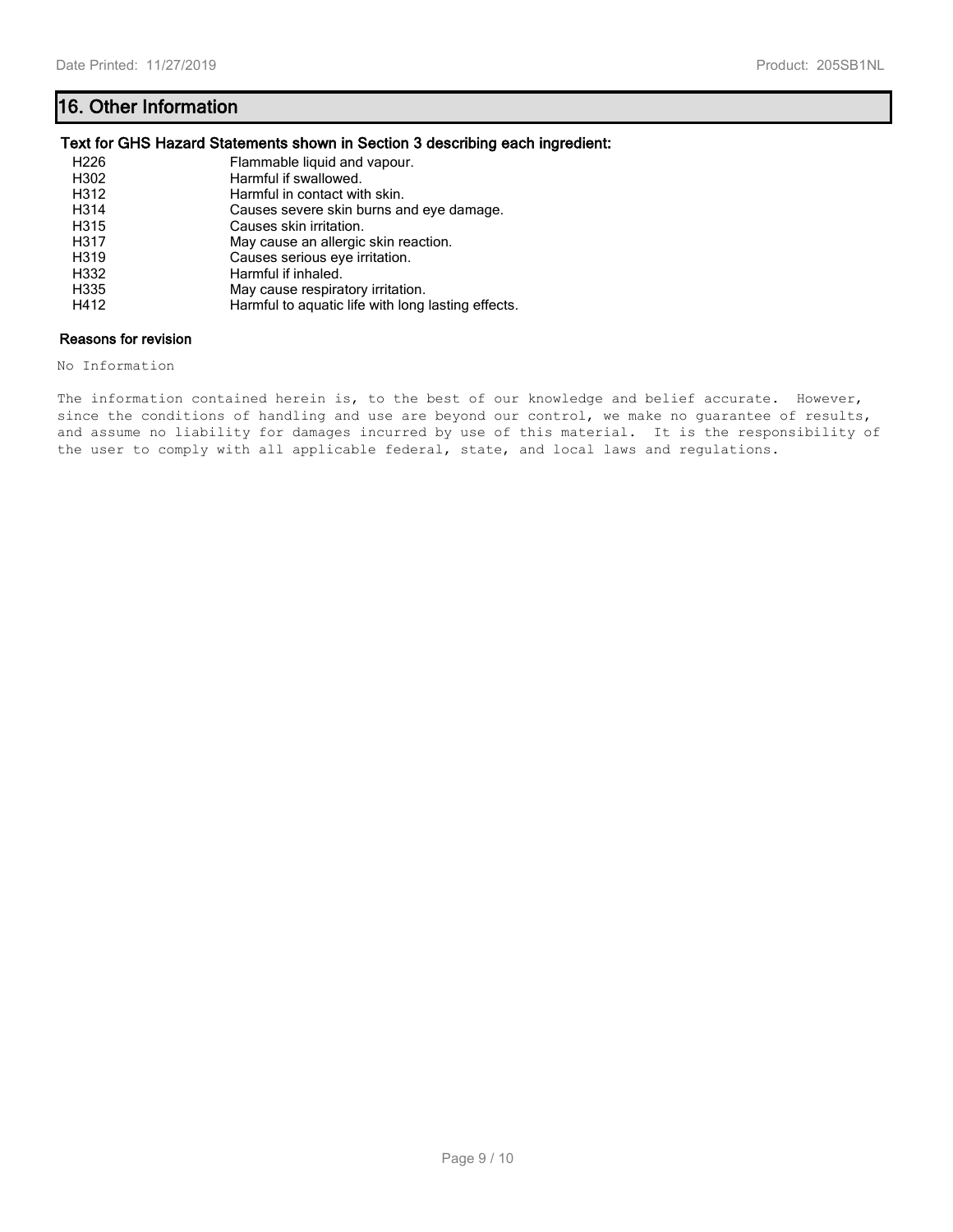## 16. Other Information

### Text for GHS Hazard Statements shown in Section 3 describing each ingredient:

| | |
|---|---|
| H226 | Flammable liquid and vapour. |
| H302 | Harmful if swallowed. |
| H312 | Harmful in contact with skin. |
| H314 | Causes severe skin burns and eye damage. |
| H315 | Causes skin irritation. |
| H317 | May cause an allergic skin reaction. |
| H319 | Causes serious eye irritation. |
| H332 | Harmful if inhaled. |
| H335 | May cause respiratory irritation. |
| H412 | Harmful to aquatic life with long lasting effects. |

### Reasons for revision

No Information

The information contained herein is, to the best of our knowledge and belief accurate. However, since the conditions of handling and use are beyond our control, we make no guarantee of results, and assume no liability for damages incurred by use of this material. It is the responsibility of the user to comply with all applicable federal, state, and local laws and regulations.